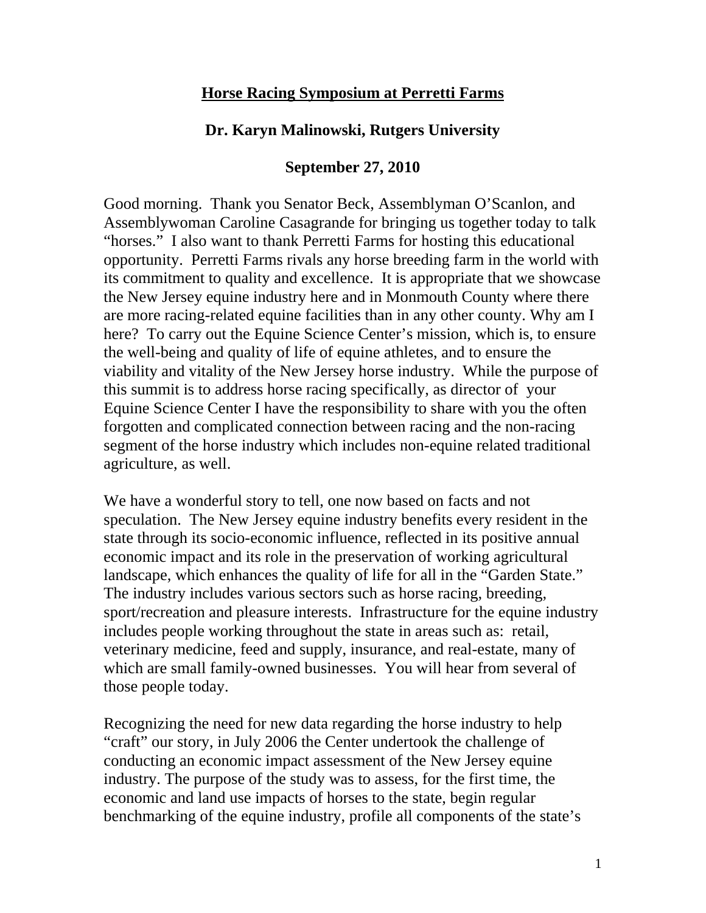# Horse Racing Symposium at Perretti Farms

**Dr. Karyn Malinowski, Rutgers University**

**September 27, 2010**

Good morning. Thank you Senator Beck, Assemblyman O'Scanlon, and Assemblywoman Caroline Casagrande for bringing us together today to talk "horses." I also want to thank Perretti Farms for hosting this educational opportunity. Perretti Farms rivals any horse breeding farm in the world with its commitment to quality and excellence. It is appropriate that we showcase the New Jersey equine industry here and in Monmouth County where there are more racing-related equine facilities than in any other county. Why am I here? To carry out the Equine Science Center's mission, which is, to ensure the well-being and quality of life of equine athletes, and to ensure the viability and vitality of the New Jersey horse industry. While the purpose of this summit is to address horse racing specifically, as director of your Equine Science Center I have the responsibility to share with you the often forgotten and complicated connection between racing and the non-racing segment of the horse industry which includes non-equine related traditional agriculture, as well.

We have a wonderful story to tell, one now based on facts and not speculation. The New Jersey equine industry benefits every resident in the state through its socio-economic influence, reflected in its positive annual economic impact and its role in the preservation of working agricultural landscape, which enhances the quality of life for all in the "Garden State." The industry includes various sectors such as horse racing, breeding, sport/recreation and pleasure interests. Infrastructure for the equine industry includes people working throughout the state in areas such as: retail, veterinary medicine, feed and supply, insurance, and real-estate, many of which are small family-owned businesses. You will hear from several of those people today.

Recognizing the need for new data regarding the horse industry to help "craft" our story, in July 2006 the Center undertook the challenge of conducting an economic impact assessment of the New Jersey equine industry. The purpose of the study was to assess, for the first time, the economic and land use impacts of horses to the state, begin regular benchmarking of the equine industry, profile all components of the state's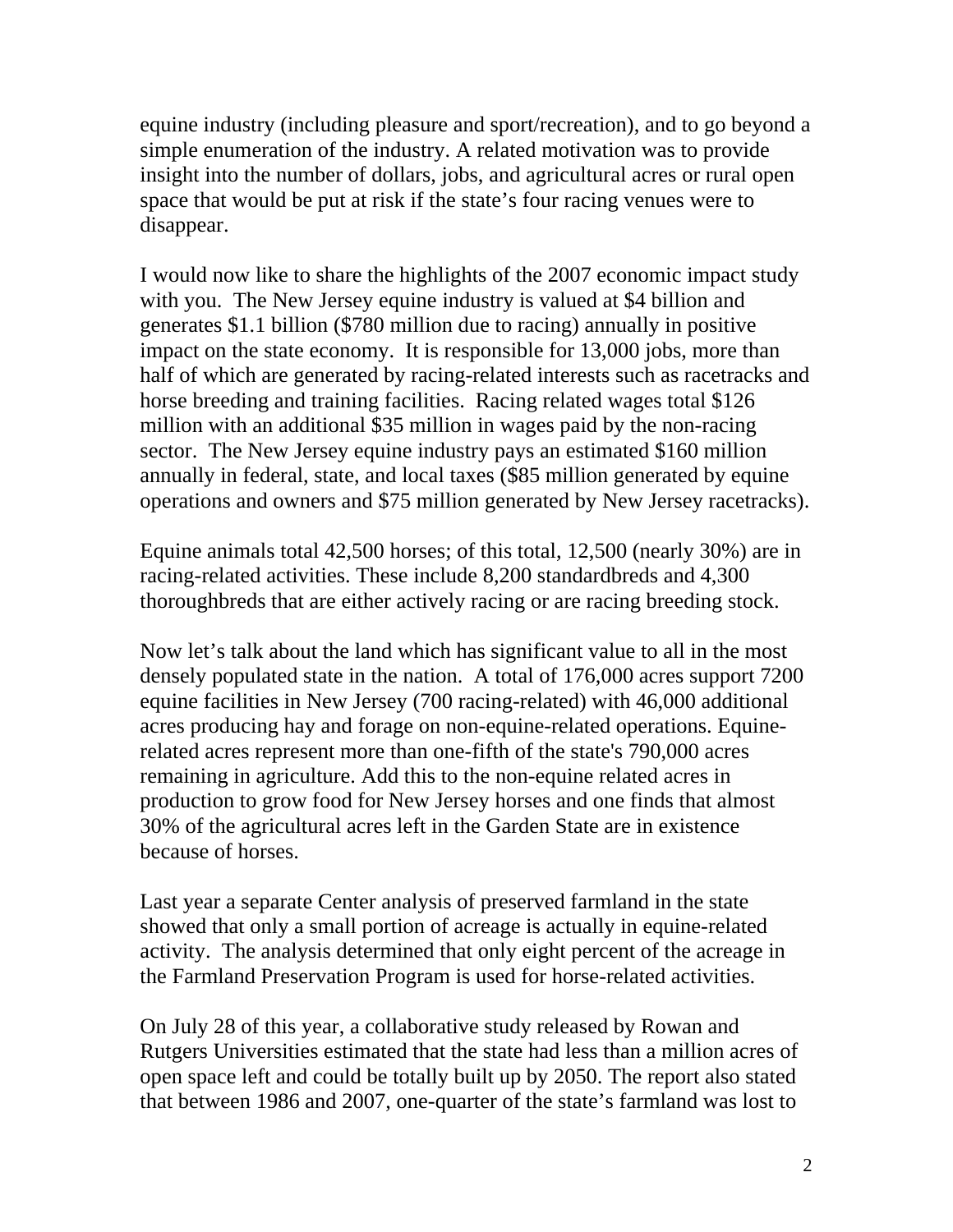equine industry (including pleasure and sport/recreation), and to go beyond a simple enumeration of the industry. A related motivation was to provide insight into the number of dollars, jobs, and agricultural acres or rural open space that would be put at risk if the state's four racing venues were to disappear.

I would now like to share the highlights of the 2007 economic impact study with you. The New Jersey equine industry is valued at $4 billion and generates $1.1 billion ($780 million due to racing) annually in positive impact on the state economy. It is responsible for 13,000 jobs, more than half of which are generated by racing-related interests such as racetracks and horse breeding and training facilities. Racing related wages total $126 million with an additional $35 million in wages paid by the non-racing sector. The New Jersey equine industry pays an estimated $160 million annually in federal, state, and local taxes ($85 million generated by equine operations and owners and $75 million generated by New Jersey racetracks).

Equine animals total 42,500 horses; of this total, 12,500 (nearly 30%) are in racing-related activities. These include 8,200 standardbreds and 4,300 thoroughbreds that are either actively racing or are racing breeding stock.

Now let's talk about the land which has significant value to all in the most densely populated state in the nation. A total of 176,000 acres support 7200 equine facilities in New Jersey (700 racing-related) with 46,000 additional acres producing hay and forage on non-equine-related operations. Equine-related acres represent more than one-fifth of the state's 790,000 acres remaining in agriculture. Add this to the non-equine related acres in production to grow food for New Jersey horses and one finds that almost 30% of the agricultural acres left in the Garden State are in existence because of horses.

Last year a separate Center analysis of preserved farmland in the state showed that only a small portion of acreage is actually in equine-related activity. The analysis determined that only eight percent of the acreage in the Farmland Preservation Program is used for horse-related activities.

On July 28 of this year, a collaborative study released by Rowan and Rutgers Universities estimated that the state had less than a million acres of open space left and could be totally built up by 2050. The report also stated that between 1986 and 2007, one-quarter of the state's farmland was lost to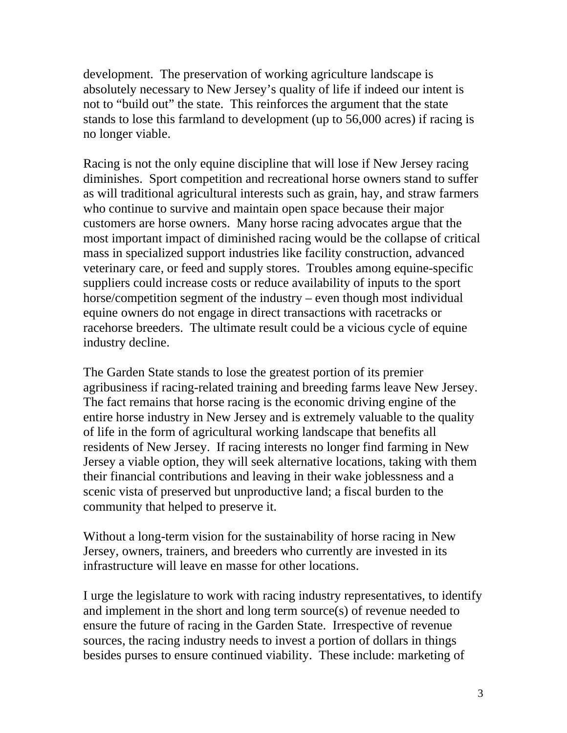development. The preservation of working agriculture landscape is absolutely necessary to New Jersey's quality of life if indeed our intent is not to "build out" the state. This reinforces the argument that the state stands to lose this farmland to development (up to 56,000 acres) if racing is no longer viable.

Racing is not the only equine discipline that will lose if New Jersey racing diminishes. Sport competition and recreational horse owners stand to suffer as will traditional agricultural interests such as grain, hay, and straw farmers who continue to survive and maintain open space because their major customers are horse owners. Many horse racing advocates argue that the most important impact of diminished racing would be the collapse of critical mass in specialized support industries like facility construction, advanced veterinary care, or feed and supply stores. Troubles among equine-specific suppliers could increase costs or reduce availability of inputs to the sport horse/competition segment of the industry – even though most individual equine owners do not engage in direct transactions with racetracks or racehorse breeders. The ultimate result could be a vicious cycle of equine industry decline.

The Garden State stands to lose the greatest portion of its premier agribusiness if racing-related training and breeding farms leave New Jersey. The fact remains that horse racing is the economic driving engine of the entire horse industry in New Jersey and is extremely valuable to the quality of life in the form of agricultural working landscape that benefits all residents of New Jersey. If racing interests no longer find farming in New Jersey a viable option, they will seek alternative locations, taking with them their financial contributions and leaving in their wake joblessness and a scenic vista of preserved but unproductive land; a fiscal burden to the community that helped to preserve it.

Without a long-term vision for the sustainability of horse racing in New Jersey, owners, trainers, and breeders who currently are invested in its infrastructure will leave en masse for other locations.

I urge the legislature to work with racing industry representatives, to identify and implement in the short and long term source(s) of revenue needed to ensure the future of racing in the Garden State. Irrespective of revenue sources, the racing industry needs to invest a portion of dollars in things besides purses to ensure continued viability. These include: marketing of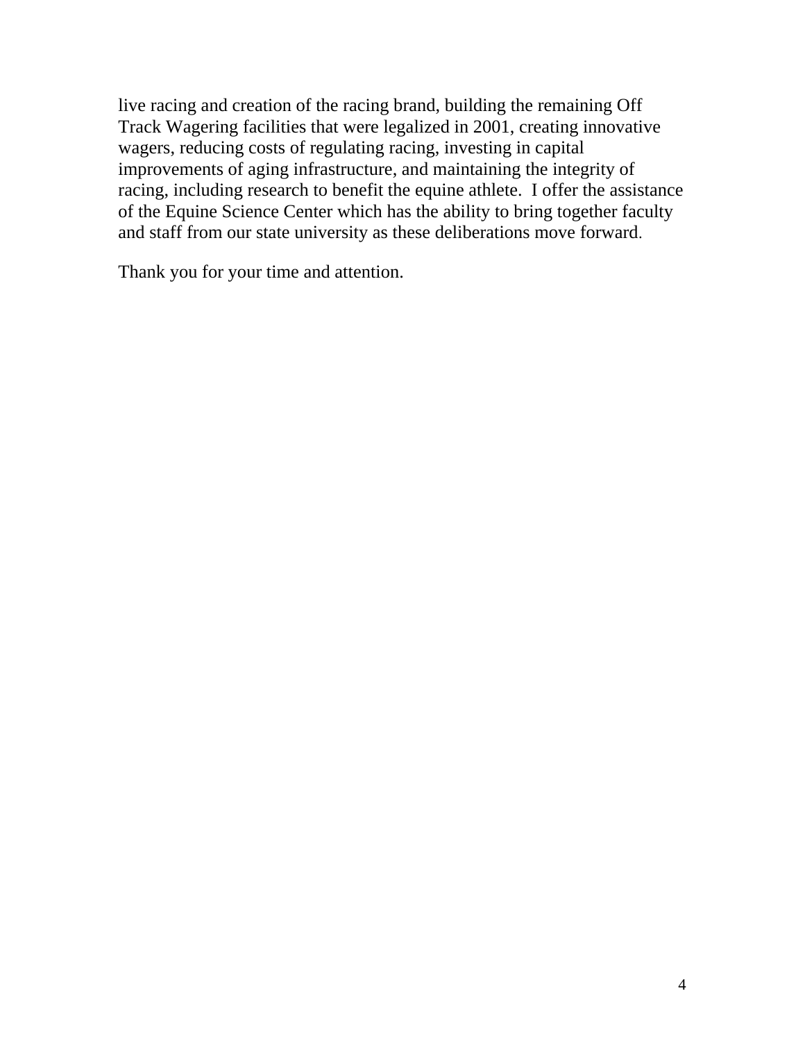live racing and creation of the racing brand, building the remaining Off Track Wagering facilities that were legalized in 2001, creating innovative wagers, reducing costs of regulating racing, investing in capital improvements of aging infrastructure, and maintaining the integrity of racing, including research to benefit the equine athlete.  I offer the assistance of the Equine Science Center which has the ability to bring together faculty and staff from our state university as these deliberations move forward.

Thank you for your time and attention.